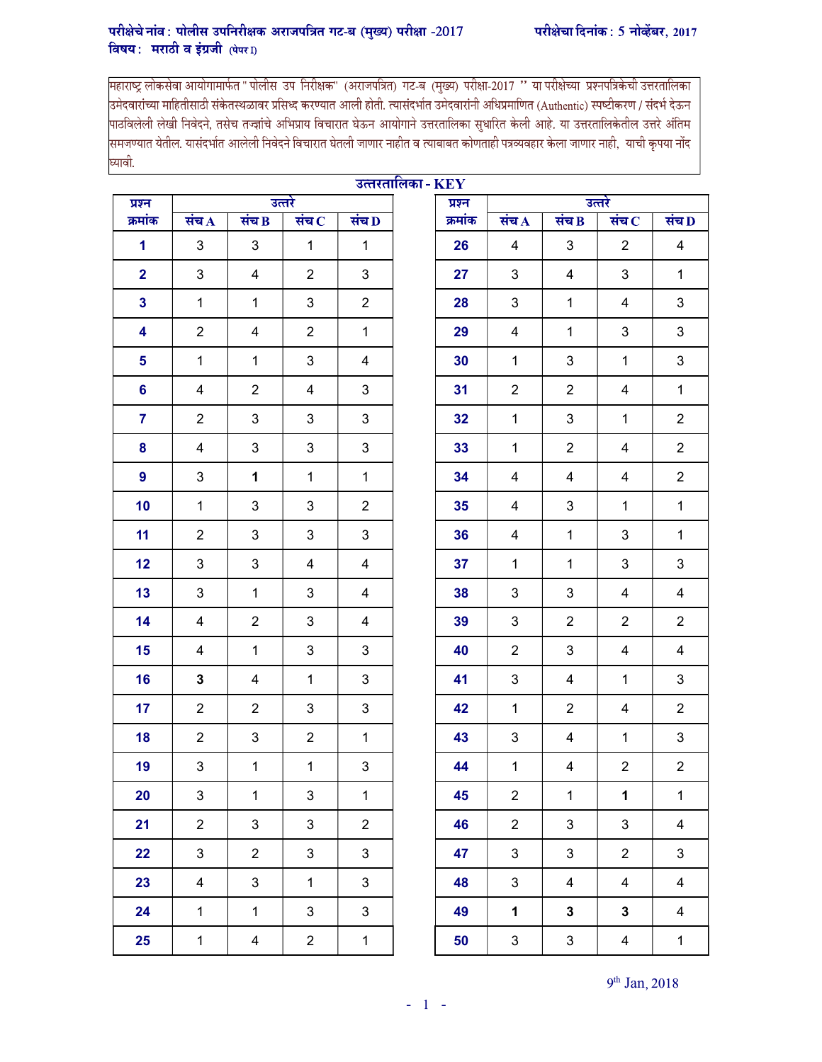परीक्षेचे नांव : पोलीस उपनिरीक्षक अराजपत्रित गट-ब (मुख्य) परीक्षा -2017 परीक्षेचा दिनांक : 5 नोव्हेंबर, 2017

विषय : मराठी व इंग्रजी (पेपर I)

महाराष्ट्र लोकसेवा आयोगामार्फत " पोलीस उप निरीक्षक" (अराजपत्रित) गट-ब (मुख्य) परीक्षा-2017 " या परीक्षेच्या प्रश्नपत्रिकेची उत्तरतालिका उमेदवारांच्या माहितीसाठी संकेतस्थळावर प्रसिध्द करण्यात आली होती. त्यासंदर्भात उमेदवारांनी अधिप्रमाणित (Authentic) स्पष्टीकरण / संदर्भ देऊन पाठविलेली लेखी निवेदने, तसेच तज्ज्ञांचे अभिप्राय विचारात घेऊन आयोगाने उत्तरतालिका सुधारित केली आहे. या उत्तरतालिकेतील उत्तरे अंतिम समजण्यात येतील. यासंदर्भात आलेली निवेदने विचारात घेतली जाणार नाहीत व त्याबाबत कोणताही पत्रव्यवहार केला जाणार नाही, याची कृपया नोंद घ्यावी.

## उत्तरतालिका - KEY

| प्रश्न क्रमांक | उत्तरे | | | | प्रश्न क्रमांक | उत्तरे | | | |
|---|---|---|---|---|---|---|---|---|---|
| | संच A | संच B | संच C | संच D | | संच A | संच B | संच C | संच D |
| 1 | 3 | 3 | 1 | 1 | 26 | 4 | 3 | 2 | 4 |
| 2 | 3 | 4 | 2 | 3 | 27 | 3 | 4 | 3 | 1 |
| 3 | 1 | 1 | 3 | 2 | 28 | 3 | 1 | 4 | 3 |
| 4 | 2 | 4 | 2 | 1 | 29 | 4 | 1 | 3 | 3 |
| 5 | 1 | 1 | 3 | 4 | 30 | 1 | 3 | 1 | 3 |
| 6 | 4 | 2 | 4 | 3 | 31 | 2 | 2 | 4 | 1 |
| 7 | 2 | 3 | 3 | 3 | 32 | 1 | 3 | 1 | 2 |
| 8 | 4 | 3 | 3 | 3 | 33 | 1 | 2 | 4 | 2 |
| 9 | 3 | **1** | 1 | 1 | 34 | 4 | 4 | 4 | 2 |
| 10 | 1 | 3 | 3 | 2 | 35 | 4 | 3 | 1 | 1 |
| 11 | 2 | 3 | 3 | 3 | 36 | 4 | 1 | 3 | 1 |
| 12 | 3 | 3 | 4 | 4 | 37 | 1 | 1 | 3 | 3 |
| 13 | 3 | 1 | 3 | 4 | 38 | 3 | 3 | 4 | 4 |
| 14 | 4 | 2 | 3 | 4 | 39 | 3 | 2 | 2 | 2 |
| 15 | 4 | 1 | 3 | 3 | 40 | 2 | 3 | 4 | 4 |
| 16 | **3** | 4 | 1 | 3 | 41 | 3 | 4 | 1 | 3 |
| 17 | 2 | 2 | 3 | 3 | 42 | 1 | 2 | 4 | 2 |
| 18 | 2 | 3 | 2 | 1 | 43 | 3 | 4 | 1 | 3 |
| 19 | 3 | 1 | 1 | 3 | 44 | 1 | 4 | 2 | 2 |
| 20 | 3 | 1 | 3 | 1 | 45 | 2 | 1 | **1** | 1 |
| 21 | 2 | 3 | 3 | 2 | 46 | 2 | 3 | 3 | 4 |
| 22 | 3 | 2 | 3 | 3 | 47 | 3 | 3 | 2 | 3 |
| 23 | 4 | 3 | 1 | 3 | 48 | 3 | 4 | 4 | 4 |
| 24 | 1 | 1 | 3 | 3 | 49 | **1** | **3** | **3** | 4 |
| 25 | 1 | 4 | 2 | 1 | 50 | 3 | 3 | 4 | 1 |

9th Jan, 2018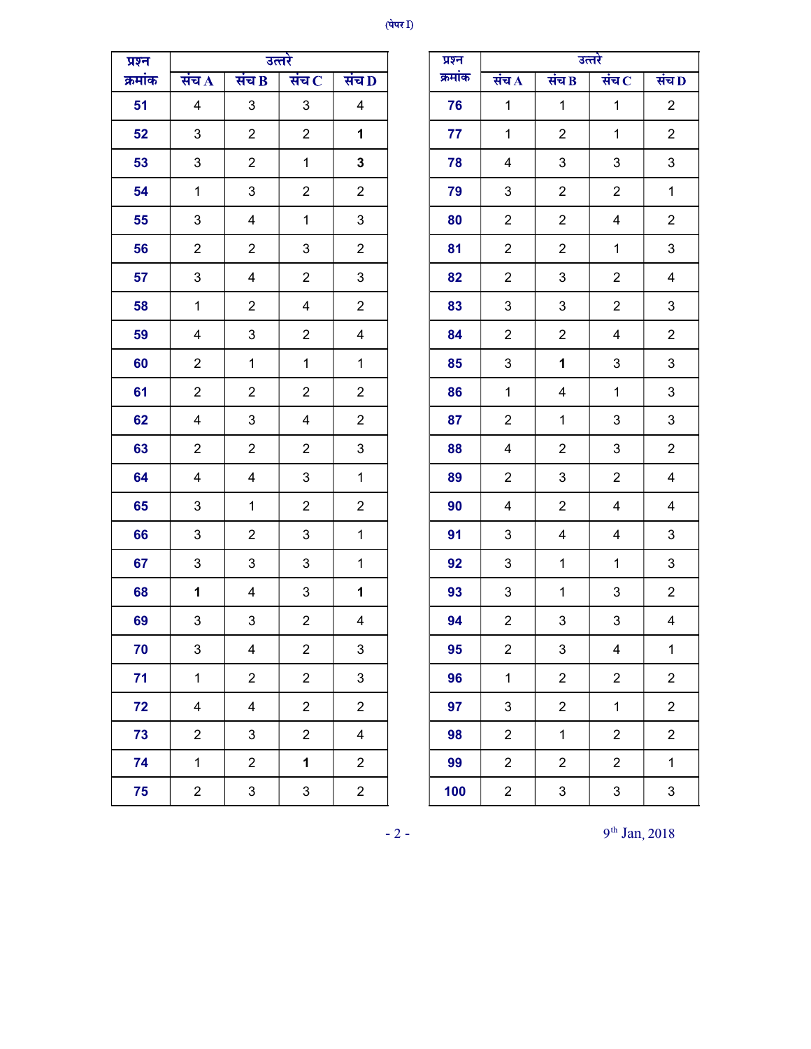(पेपर I)

| प्रश्न क्रमांक | उत्तरे | | | |
|---|---|---|---|---|
| | संच A | संच B | संच C | संच D |
| 51 | 4 | 3 | 3 | 4 |
| 52 | 3 | 2 | 2 | **1** |
| 53 | 3 | 2 | 1 | **3** |
| 54 | 1 | 3 | 2 | 2 |
| 55 | 3 | 4 | 1 | 3 |
| 56 | 2 | 2 | 3 | 2 |
| 57 | 3 | 4 | 2 | 3 |
| 58 | 1 | 2 | 4 | 2 |
| 59 | 4 | 3 | 2 | 4 |
| 60 | 2 | 1 | 1 | 1 |
| 61 | 2 | 2 | 2 | 2 |
| 62 | 4 | 3 | 4 | 2 |
| 63 | 2 | 2 | 2 | 3 |
| 64 | 4 | 4 | 3 | 1 |
| 65 | 3 | 1 | 2 | 2 |
| 66 | 3 | 2 | 3 | 1 |
| 67 | 3 | 3 | 3 | 1 |
| 68 | **1** | 4 | 3 | **1** |
| 69 | 3 | 3 | 2 | 4 |
| 70 | 3 | 4 | 2 | 3 |
| 71 | 1 | 2 | 2 | 3 |
| 72 | 4 | 4 | 2 | 2 |
| 73 | 2 | 3 | 2 | 4 |
| 74 | 1 | 2 | **1** | 2 |
| 75 | 2 | 3 | 3 | 2 |

| प्रश्न क्रमांक | उत्तरे | | | |
|---|---|---|---|---|
| | संच A | संच B | संच C | संच D |
| 76 | 1 | 1 | 1 | 2 |
| 77 | 1 | 2 | 1 | 2 |
| 78 | 4 | 3 | 3 | 3 |
| 79 | 3 | 2 | 2 | 1 |
| 80 | 2 | 2 | 4 | 2 |
| 81 | 2 | 2 | 1 | 3 |
| 82 | 2 | 3 | 2 | 4 |
| 83 | 3 | 3 | 2 | 3 |
| 84 | 2 | 2 | 4 | 2 |
| 85 | 3 | **1** | 3 | 3 |
| 86 | 1 | 4 | 1 | 3 |
| 87 | 2 | 1 | 3 | 3 |
| 88 | 4 | 2 | 3 | 2 |
| 89 | 2 | 3 | 2 | 4 |
| 90 | 4 | 2 | 4 | 4 |
| 91 | 3 | 4 | 4 | 3 |
| 92 | 3 | 1 | 1 | 3 |
| 93 | 3 | 1 | 3 | 2 |
| 94 | 2 | 3 | 3 | 4 |
| 95 | 2 | 3 | 4 | 1 |
| 96 | 1 | 2 | 2 | 2 |
| 97 | 3 | 2 | 1 | 2 |
| 98 | 2 | 1 | 2 | 2 |
| 99 | 2 | 2 | 2 | 1 |
| 100 | 2 | 3 | 3 | 3 |

9th Jan, 2018